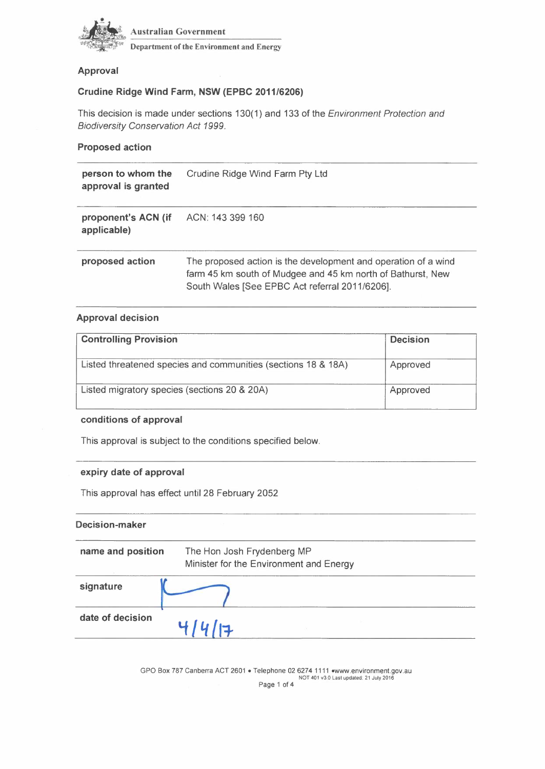Australian Government

Department of the Environment and Energy

## Approval

### Crudine Ridge Wind Farm, NSW (EPBC 2011/6206)

This decision is made under sections 130(1) and 133 of the *Environment Protection and Biodiversity Conservation Act 1999*.

### Proposed action

| | |
|---|---|
| **person to whom the approval is granted** | Crudine Ridge Wind Farm Pty Ltd |
| **proponent's ACN (if applicable)** | ACN: 143 399 160 |
| **proposed action** | The proposed action is the development and operation of a wind farm 45 km south of Mudgee and 45 km north of Bathurst, New South Wales [See EPBC Act referral 2011/6206]. |

### Approval decision

| Controlling Provision | Decision |
|---|---|
| Listed threatened species and communities (sections 18 & 18A) | Approved |
| Listed migratory species (sections 20 & 20A) | Approved |

**conditions of approval**

This approval is subject to the conditions specified below.

**expiry date of approval**

This approval has effect until 28 February 2052

### Decision-maker

| | |
|---|---|
| **name and position** | The Hon Josh Frydenberg MP<br>Minister for the Environment and Energy |
| **signature** | |
| **date of decision** | 4/4/17 |

GPO Box 787 Canberra ACT 2601 • Telephone 02 6274 1111 •www.environment.gov.au

NOT 401 v3.0 Last updated: 21 July 2016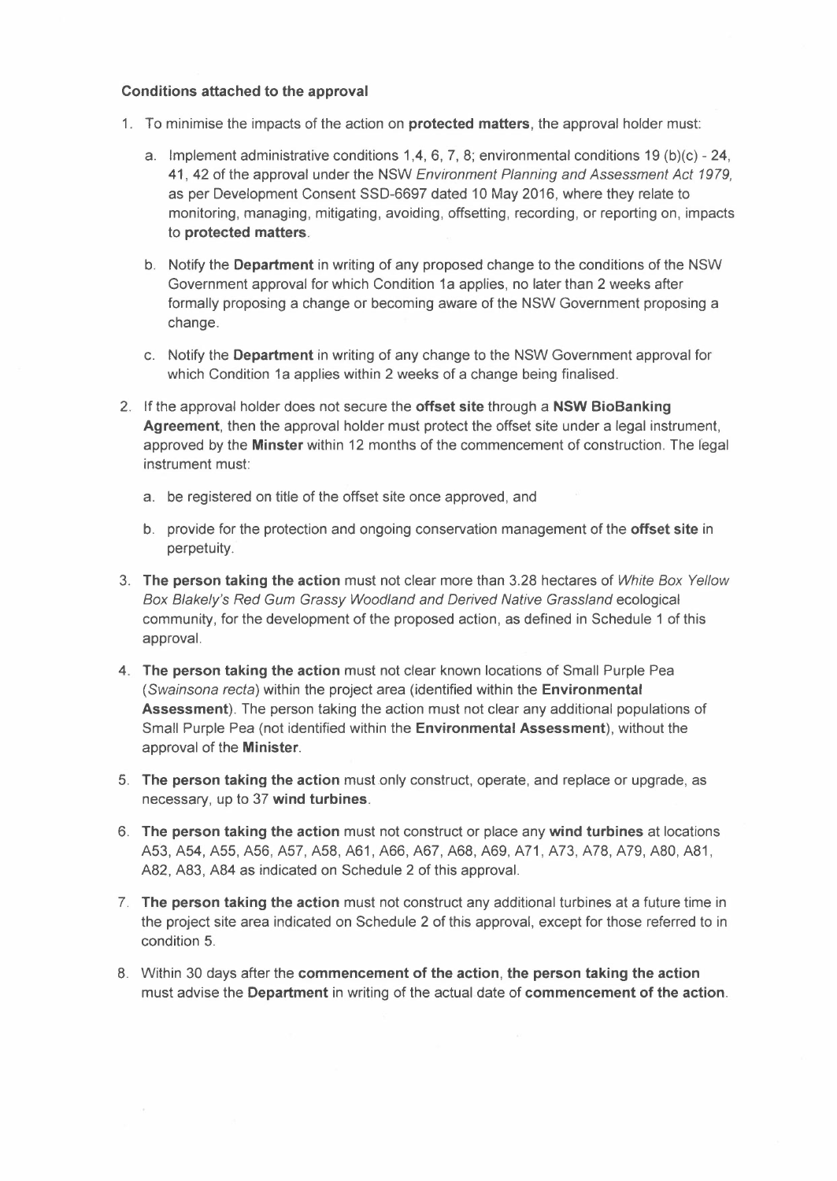**Conditions attached to the approval**

1. To minimise the impacts of the action on **protected matters**, the approval holder must:

   a. Implement administrative conditions 1,4, 6, 7, 8; environmental conditions 19 (b)(c) - 24, 41, 42 of the approval under the NSW *Environment Planning and Assessment Act 1979*, as per Development Consent SSD-6697 dated 10 May 2016, where they relate to monitoring, managing, mitigating, avoiding, offsetting, recording, or reporting on, impacts to **protected matters**.

   b. Notify the **Department** in writing of any proposed change to the conditions of the NSW Government approval for which Condition 1a applies, no later than 2 weeks after formally proposing a change or becoming aware of the NSW Government proposing a change.

   c. Notify the **Department** in writing of any change to the NSW Government approval for which Condition 1a applies within 2 weeks of a change being finalised.

2. If the approval holder does not secure the **offset site** through a **NSW BioBanking Agreement**, then the approval holder must protect the offset site under a legal instrument, approved by the **Minster** within 12 months of the commencement of construction. The legal instrument must:

   a. be registered on title of the offset site once approved, and

   b. provide for the protection and ongoing conservation management of the **offset site** in perpetuity.

3. **The person taking the action** must not clear more than 3.28 hectares of *White Box Yellow Box Blakely's Red Gum Grassy Woodland and Derived Native Grassland* ecological community, for the development of the proposed action, as defined in Schedule 1 of this approval.

4. **The person taking the action** must not clear known locations of Small Purple Pea (*Swainsona recta*) within the project area (identified within the **Environmental Assessment**). The person taking the action must not clear any additional populations of Small Purple Pea (not identified within the **Environmental Assessment**), without the approval of the **Minister**.

5. **The person taking the action** must only construct, operate, and replace or upgrade, as necessary, up to 37 **wind turbines**.

6. **The person taking the action** must not construct or place any **wind turbines** at locations A53, A54, A55, A56, A57, A58, A61, A66, A67, A68, A69, A71, A73, A78, A79, A80, A81, A82, A83, A84 as indicated on Schedule 2 of this approval.

7. **The person taking the action** must not construct any additional turbines at a future time in the project site area indicated on Schedule 2 of this approval, except for those referred to in condition 5.

8. Within 30 days after the **commencement of the action**, **the person taking the action** must advise the **Department** in writing of the actual date of **commencement of the action**.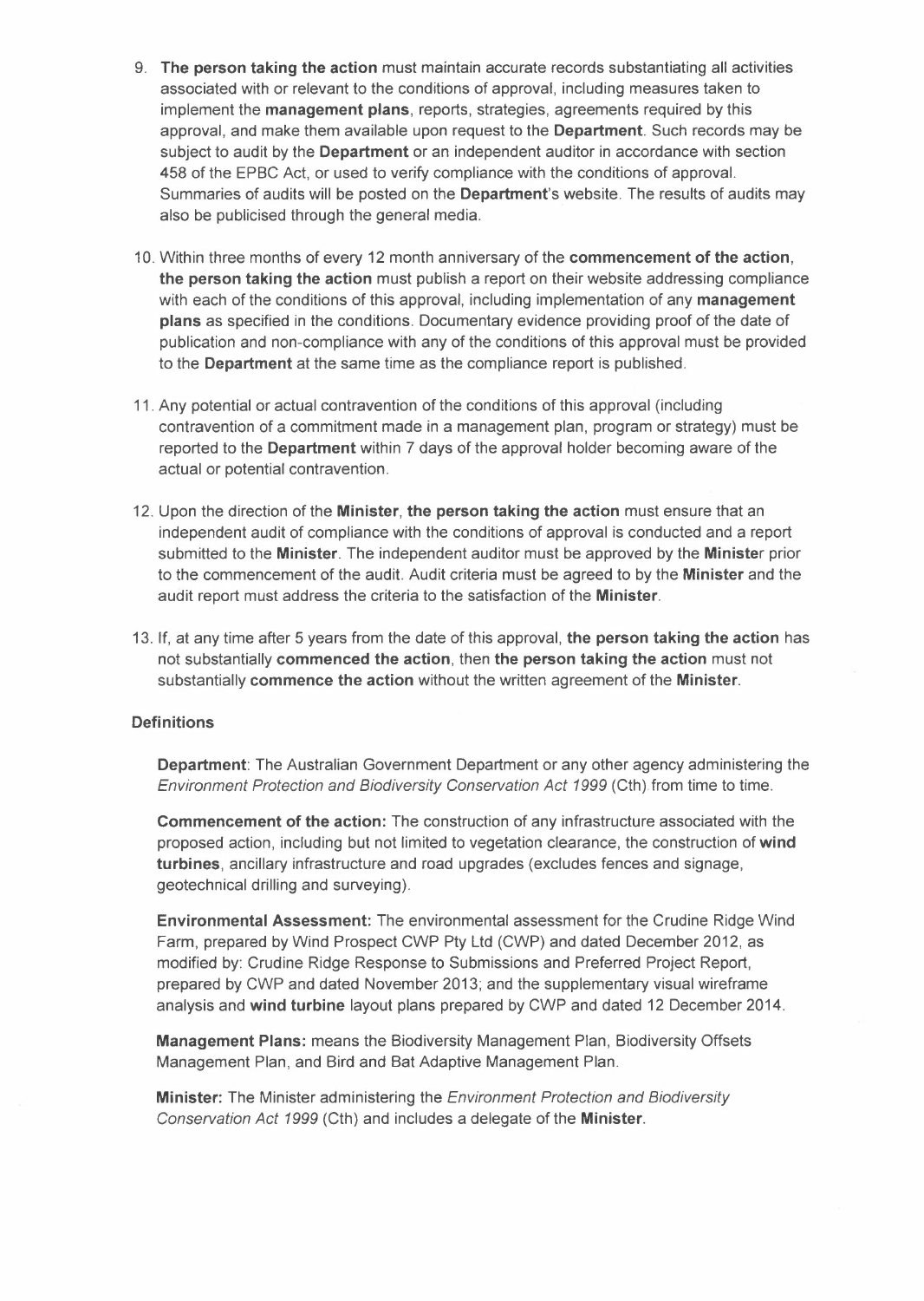9. **The person taking the action** must maintain accurate records substantiating all activities associated with or relevant to the conditions of approval, including measures taken to implement the **management plans**, reports, strategies, agreements required by this approval, and make them available upon request to the **Department**. Such records may be subject to audit by the **Department** or an independent auditor in accordance with section 458 of the EPBC Act, or used to verify compliance with the conditions of approval. Summaries of audits will be posted on the **Department**'s website. The results of audits may also be publicised through the general media.

10. Within three months of every 12 month anniversary of the **commencement of the action**, **the person taking the action** must publish a report on their website addressing compliance with each of the conditions of this approval, including implementation of any **management plans** as specified in the conditions. Documentary evidence providing proof of the date of publication and non-compliance with any of the conditions of this approval must be provided to the **Department** at the same time as the compliance report is published.

11. Any potential or actual contravention of the conditions of this approval (including contravention of a commitment made in a management plan, program or strategy) must be reported to the **Department** within 7 days of the approval holder becoming aware of the actual or potential contravention.

12. Upon the direction of the **Minister**, **the person taking the action** must ensure that an independent audit of compliance with the conditions of approval is conducted and a report submitted to the **Minister**. The independent auditor must be approved by the **Minister** prior to the commencement of the audit. Audit criteria must be agreed to by the **Minister** and the audit report must address the criteria to the satisfaction of the **Minister**.

13. If, at any time after 5 years from the date of this approval, **the person taking the action** has not substantially **commenced the action**, then **the person taking the action** must not substantially **commence the action** without the written agreement of the **Minister**.

**Definitions**

**Department**: The Australian Government Department or any other agency administering the *Environment Protection and Biodiversity Conservation Act 1999* (Cth) from time to time.

**Commencement of the action:** The construction of any infrastructure associated with the proposed action, including but not limited to vegetation clearance, the construction of **wind turbines**, ancillary infrastructure and road upgrades (excludes fences and signage, geotechnical drilling and surveying).

**Environmental Assessment:** The environmental assessment for the Crudine Ridge Wind Farm, prepared by Wind Prospect CWP Pty Ltd (CWP) and dated December 2012, as modified by: Crudine Ridge Response to Submissions and Preferred Project Report, prepared by CWP and dated November 2013; and the supplementary visual wireframe analysis and **wind turbine** layout plans prepared by CWP and dated 12 December 2014.

**Management Plans:** means the Biodiversity Management Plan, Biodiversity Offsets Management Plan, and Bird and Bat Adaptive Management Plan.

**Minister:** The Minister administering the *Environment Protection and Biodiversity Conservation Act 1999* (Cth) and includes a delegate of the **Minister**.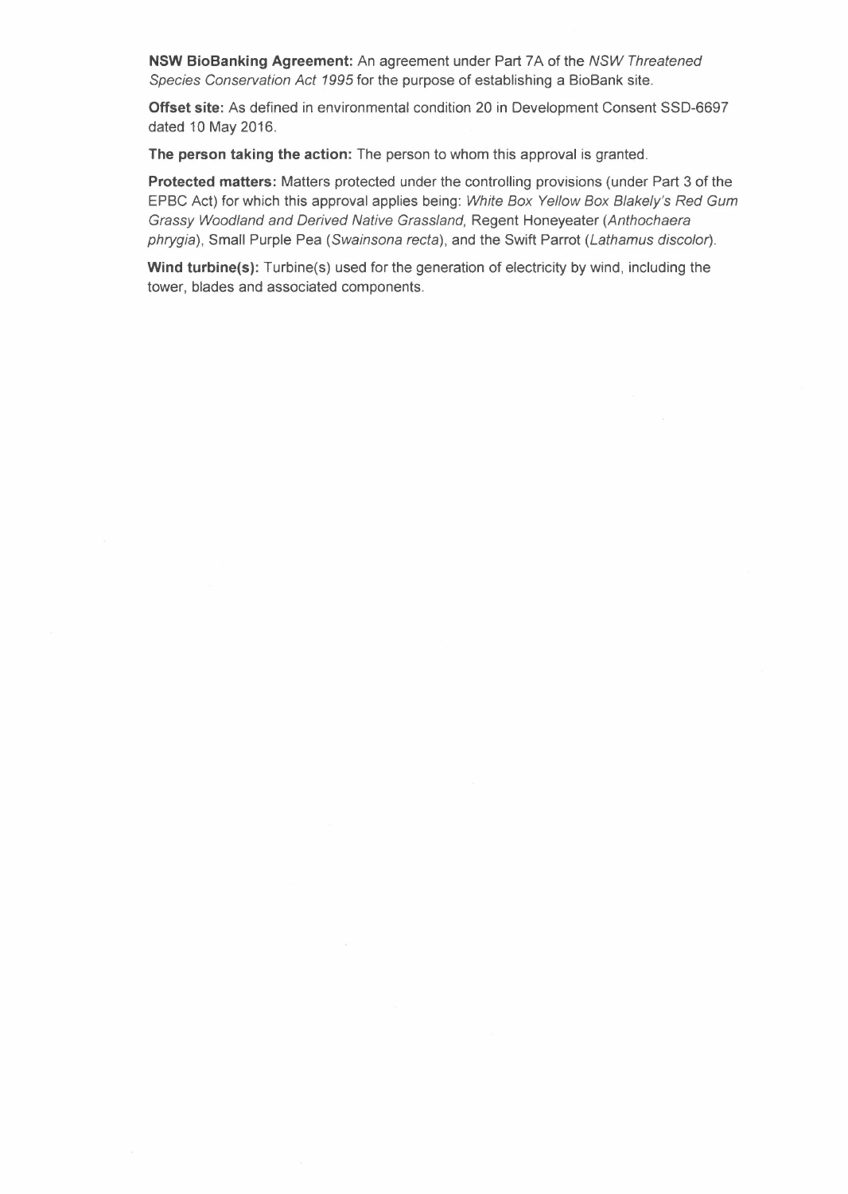**NSW BioBanking Agreement:** An agreement under Part 7A of the *NSW Threatened Species Conservation Act 1995* for the purpose of establishing a BioBank site.

**Offset site:** As defined in environmental condition 20 in Development Consent SSD-6697 dated 10 May 2016.

**The person taking the action:** The person to whom this approval is granted.

**Protected matters:** Matters protected under the controlling provisions (under Part 3 of the EPBC Act) for which this approval applies being: *White Box Yellow Box Blakely's Red Gum Grassy Woodland and Derived Native Grassland,* Regent Honeyeater (*Anthochaera phrygia*), Small Purple Pea (*Swainsona recta*), and the Swift Parrot (*Lathamus discolor*).

**Wind turbine(s):** Turbine(s) used for the generation of electricity by wind, including the tower, blades and associated components.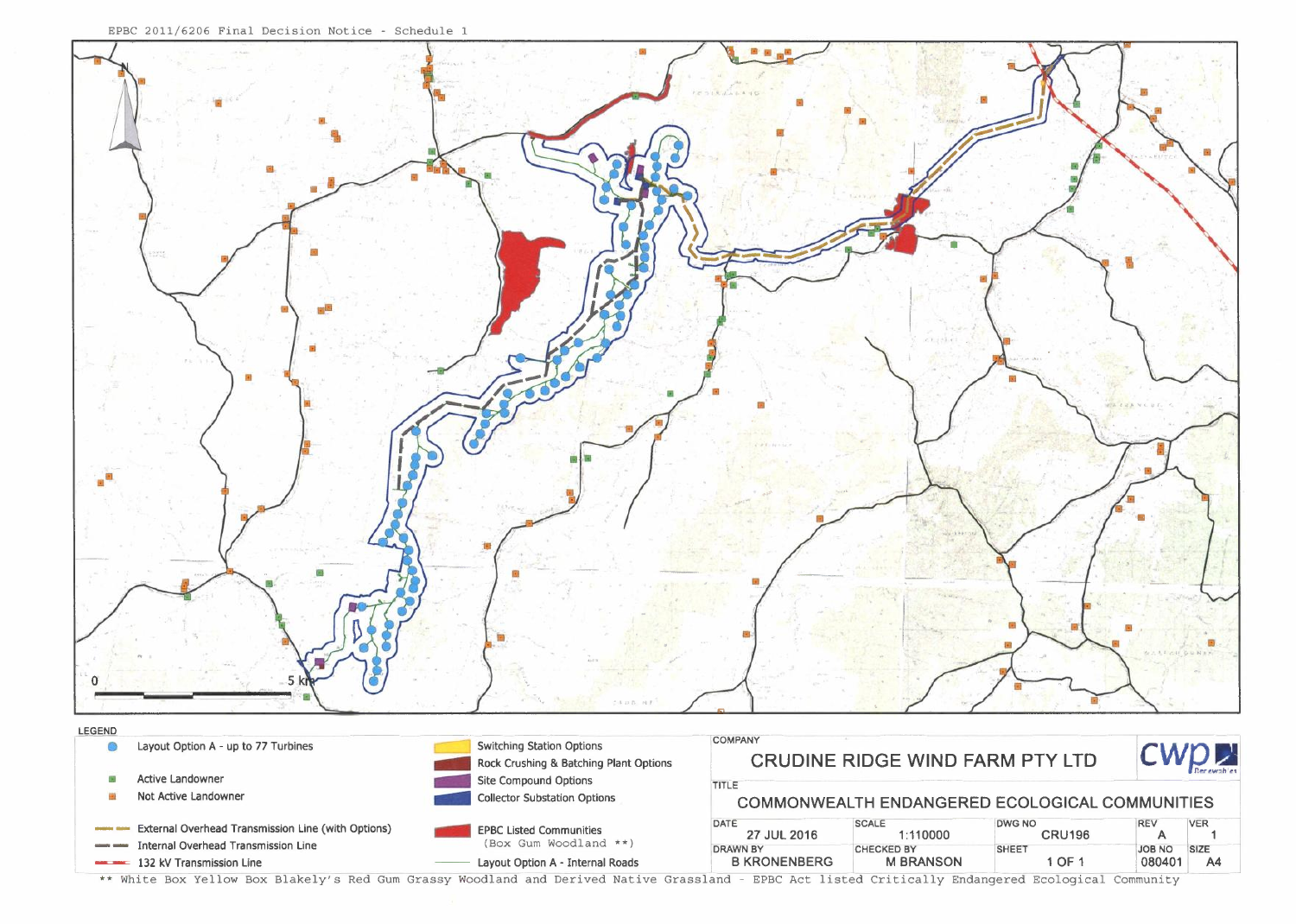EPBC 2011/6206 Final Decision Notice - Schedule 1

0 5 km

N

LEGEND

- Layout Option A - up to 77 Turbines
- Active Landowner
- Not Active Landowner
- External Overhead Transmission Line (with Options)
- Internal Overhead Transmission Line
- 132 kV Transmission Line
- Switching Station Options
- Rock Crushing & Batching Plant Options
- Site Compound Options
- Collector Substation Options
- EPBC Listed Communities (Box Gum Woodland **)
- Layout Option A - Internal Roads

| COMPANY | | | | |
|---|---|---|---|---|
| CRUDINE RIDGE WIND FARM PTY LTD | | | | |
| TITLE | | | | |
| COMMONWEALTH ENDANGERED ECOLOGICAL COMMUNITIES | | | | |
| DATE 27 JUL 2016 | SCALE 1:110000 | DWG NO CRU196 | REV A | VER 1 |
| DRAWN BY B KRONENBERG | CHECKED BY M BRANSON | SHEET 1 OF 1 | JOB NO 080401 | SIZE A4 |

** White Box Yellow Box Blakely's Red Gum Grassy Woodland and Derived Native Grassland - EPBC Act listed Critically Endangered Ecological Community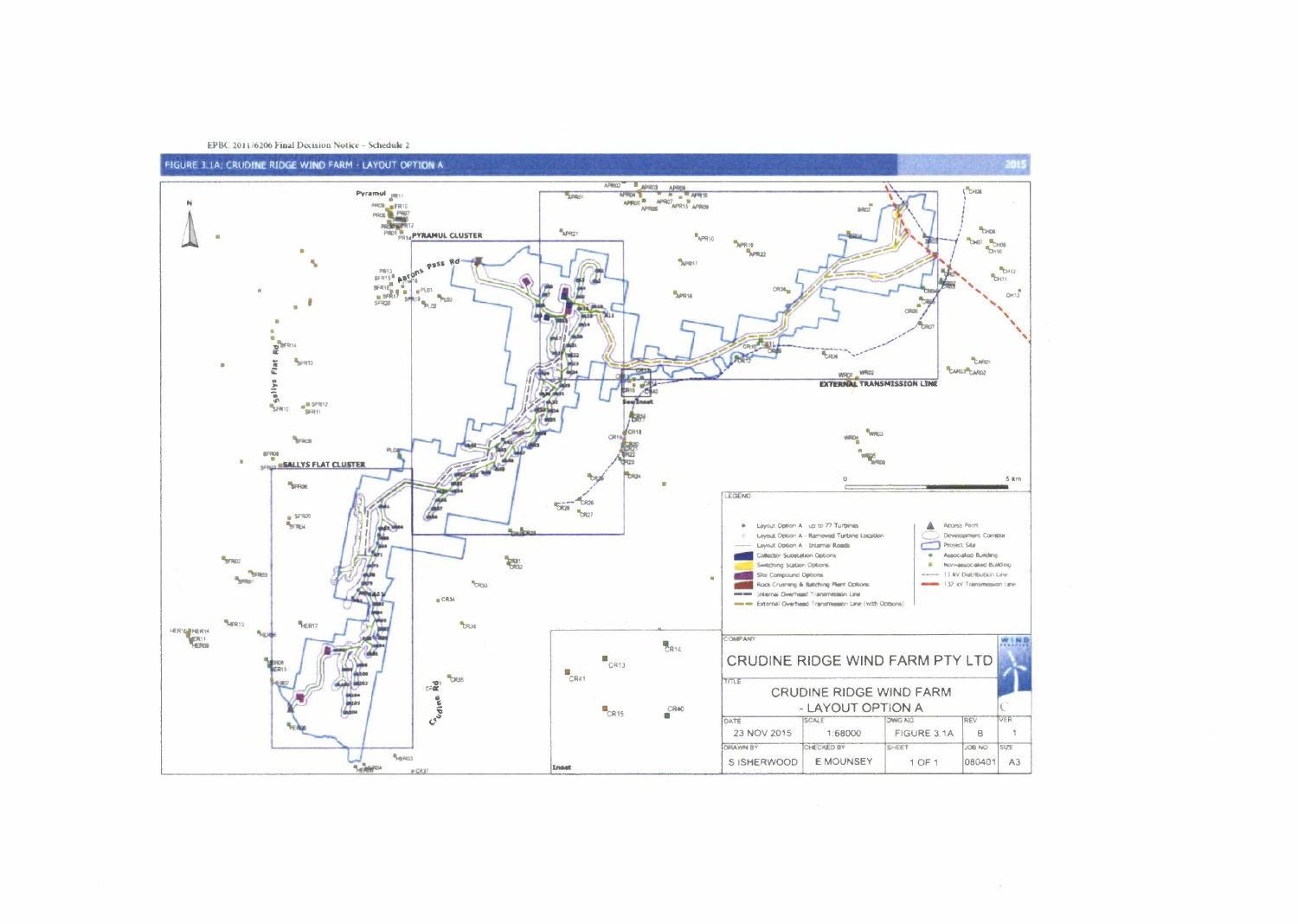EPBC 2011/6206 Final Decision Notice - Schedule 2

**FIGURE 3.1A: CRUDINE RIDGE WIND FARM - LAYOUT OPTION A** 2015

PYRAMUL CLUSTER

SALLYS FLAT CLUSTER

EXTERNAL TRANSMISSION LINE

Aarons Pass Rd

Sallys Flat Rd

Crudine Rd

See Inset

Inset

0 5 km

LEGEND

- Layout Option A - up to 77 Turbines
- Layout Option A - Removed Turbine Location
- Layout Option A - Internal Roads
- Collector Substation Options
- Switching Station Options
- Site Compound Options
- Rock Crushing & Batching Plant Options
- Internal Overhead Transmission Line
- External Overhead Transmission Line (with Options)
- Access Point
- Development Corridor
- Project Site
- Associated Building
- Non-associated Building
- 11 kV Distribution Line
- 132 kV Transmission Line

| | | | | |
|---|---|---|---|---|
| COMPANY | CRUDINE RIDGE WIND FARM PTY LTD | | | |
| TITLE | CRUDINE RIDGE WIND FARM - LAYOUT OPTION A | | | |
| DATE | SCALE | DWG NO | REV | VER |
| 23 NOV 2015 | 1:68000 | FIGURE 3.1A | B | 1 |
| DRAWN BY | CHECKED BY | SHEET | JOB NO | SIZE |
| S ISHERWOOD | E MOUNSEY | 1 OF 1 | 080401 | A3 |